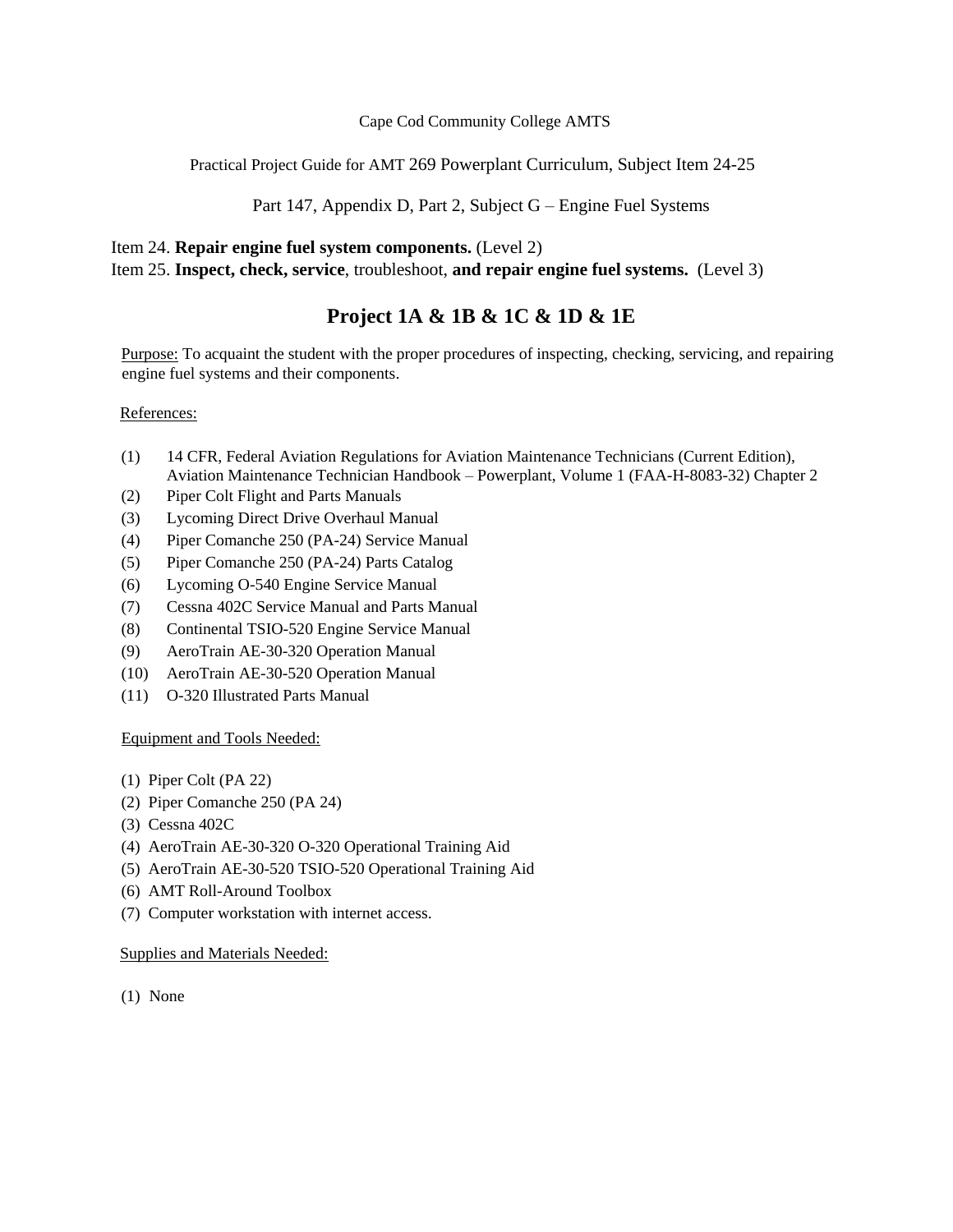Cape Cod Community College AMTS

Practical Project Guide for AMT 269 Powerplant Curriculum, Subject Item 24-25

Part 147, Appendix D, Part 2, Subject G – Engine Fuel Systems

Item 24. **Repair engine fuel system components.** (Level 2)
Item 25. **Inspect, check, service**, troubleshoot, **and repair engine fuel systems.** (Level 3)

# Project 1A & 1B & 1C & 1D & 1E

Purpose: To acquaint the student with the proper procedures of inspecting, checking, servicing, and repairing engine fuel systems and their components.

References:

(1) 14 CFR, Federal Aviation Regulations for Aviation Maintenance Technicians (Current Edition), Aviation Maintenance Technician Handbook – Powerplant, Volume 1 (FAA-H-8083-32) Chapter 2
(2) Piper Colt Flight and Parts Manuals
(3) Lycoming Direct Drive Overhaul Manual
(4) Piper Comanche 250 (PA-24) Service Manual
(5) Piper Comanche 250 (PA-24) Parts Catalog
(6) Lycoming O-540 Engine Service Manual
(7) Cessna 402C Service Manual and Parts Manual
(8) Continental TSIO-520 Engine Service Manual
(9) AeroTrain AE-30-320 Operation Manual
(10) AeroTrain AE-30-520 Operation Manual
(11) O-320 Illustrated Parts Manual

Equipment and Tools Needed:

(1) Piper Colt (PA 22)
(2) Piper Comanche 250 (PA 24)
(3) Cessna 402C
(4) AeroTrain AE-30-320 O-320 Operational Training Aid
(5) AeroTrain AE-30-520 TSIO-520 Operational Training Aid
(6) AMT Roll-Around Toolbox
(7) Computer workstation with internet access.

Supplies and Materials Needed:

(1) None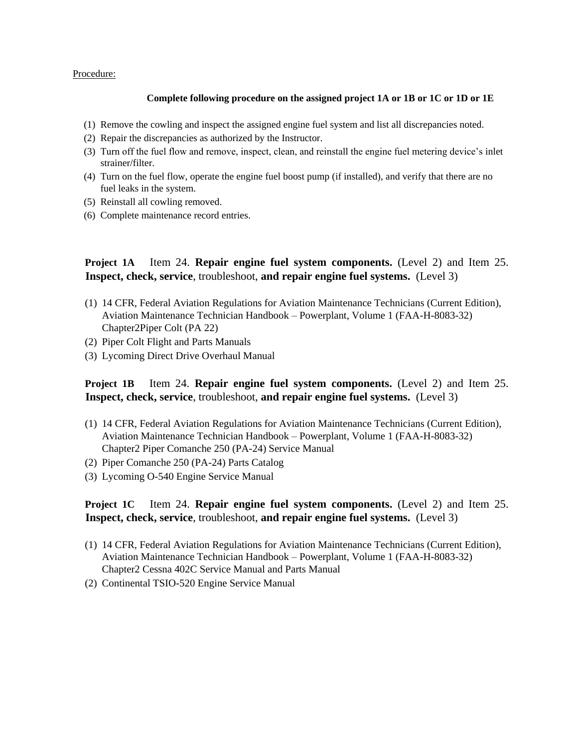Procedure:

**Complete following procedure on the assigned project 1A or 1B or 1C or 1D or 1E**

(1) Remove the cowling and inspect the assigned engine fuel system and list all discrepancies noted.
(2) Repair the discrepancies as authorized by the Instructor.
(3) Turn off the fuel flow and remove, inspect, clean, and reinstall the engine fuel metering device's inlet strainer/filter.
(4) Turn on the fuel flow, operate the engine fuel boost pump (if installed), and verify that there are no fuel leaks in the system.
(5) Reinstall all cowling removed.
(6) Complete maintenance record entries.

**Project 1A** Item 24. **Repair engine fuel system components.** (Level 2) and Item 25. **Inspect, check, service**, troubleshoot, **and repair engine fuel systems.** (Level 3)

(1) 14 CFR, Federal Aviation Regulations for Aviation Maintenance Technicians (Current Edition), Aviation Maintenance Technician Handbook – Powerplant, Volume 1 (FAA-H-8083-32) Chapter2Piper Colt (PA 22)
(2) Piper Colt Flight and Parts Manuals
(3) Lycoming Direct Drive Overhaul Manual

**Project 1B** Item 24. **Repair engine fuel system components.** (Level 2) and Item 25. **Inspect, check, service**, troubleshoot, **and repair engine fuel systems.** (Level 3)

(1) 14 CFR, Federal Aviation Regulations for Aviation Maintenance Technicians (Current Edition), Aviation Maintenance Technician Handbook – Powerplant, Volume 1 (FAA-H-8083-32) Chapter2 Piper Comanche 250 (PA-24) Service Manual
(2) Piper Comanche 250 (PA-24) Parts Catalog
(3) Lycoming O-540 Engine Service Manual

**Project 1C** Item 24. **Repair engine fuel system components.** (Level 2) and Item 25. **Inspect, check, service**, troubleshoot, **and repair engine fuel systems.** (Level 3)

(1) 14 CFR, Federal Aviation Regulations for Aviation Maintenance Technicians (Current Edition), Aviation Maintenance Technician Handbook – Powerplant, Volume 1 (FAA-H-8083-32) Chapter2 Cessna 402C Service Manual and Parts Manual
(2) Continental TSIO-520 Engine Service Manual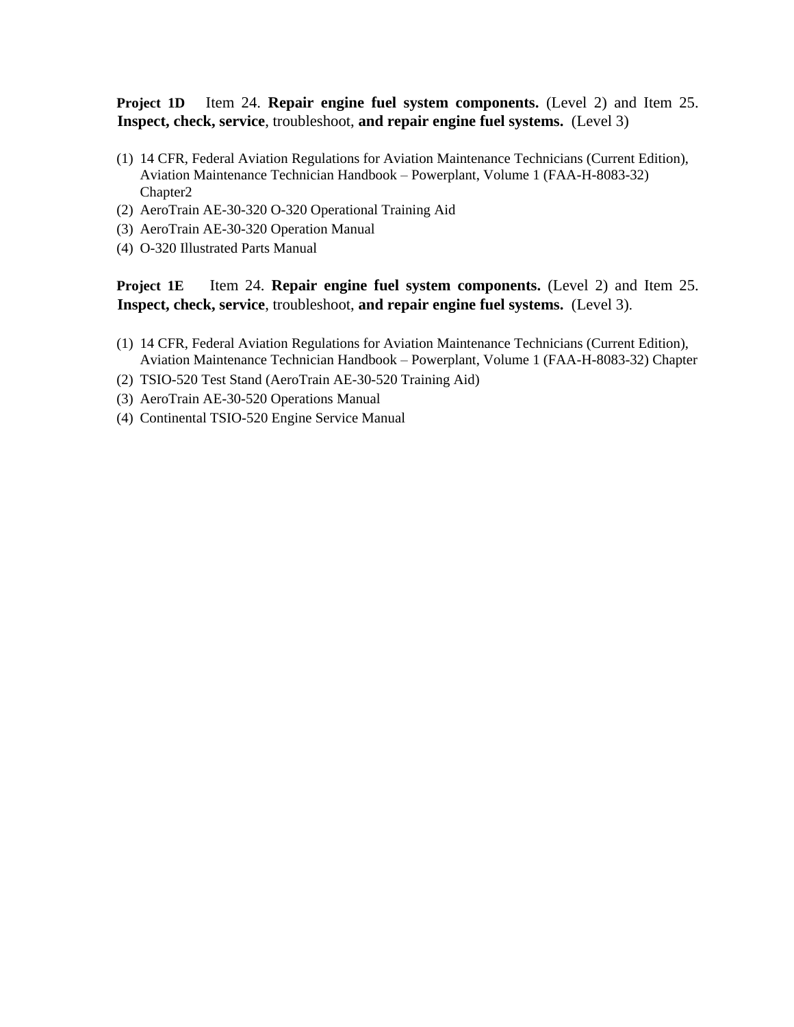**Project 1D** Item 24. **Repair engine fuel system components.** (Level 2) and Item 25. **Inspect, check, service**, troubleshoot, **and repair engine fuel systems.** (Level 3)

(1) 14 CFR, Federal Aviation Regulations for Aviation Maintenance Technicians (Current Edition), Aviation Maintenance Technician Handbook – Powerplant, Volume 1 (FAA-H-8083-32) Chapter2
(2) AeroTrain AE-30-320 O-320 Operational Training Aid
(3) AeroTrain AE-30-320 Operation Manual
(4) O-320 Illustrated Parts Manual

**Project 1E** Item 24. **Repair engine fuel system components.** (Level 2) and Item 25. **Inspect, check, service**, troubleshoot, **and repair engine fuel systems.** (Level 3).

(1) 14 CFR, Federal Aviation Regulations for Aviation Maintenance Technicians (Current Edition), Aviation Maintenance Technician Handbook – Powerplant, Volume 1 (FAA-H-8083-32) Chapter
(2) TSIO-520 Test Stand (AeroTrain AE-30-520 Training Aid)
(3) AeroTrain AE-30-520 Operations Manual
(4) Continental TSIO-520 Engine Service Manual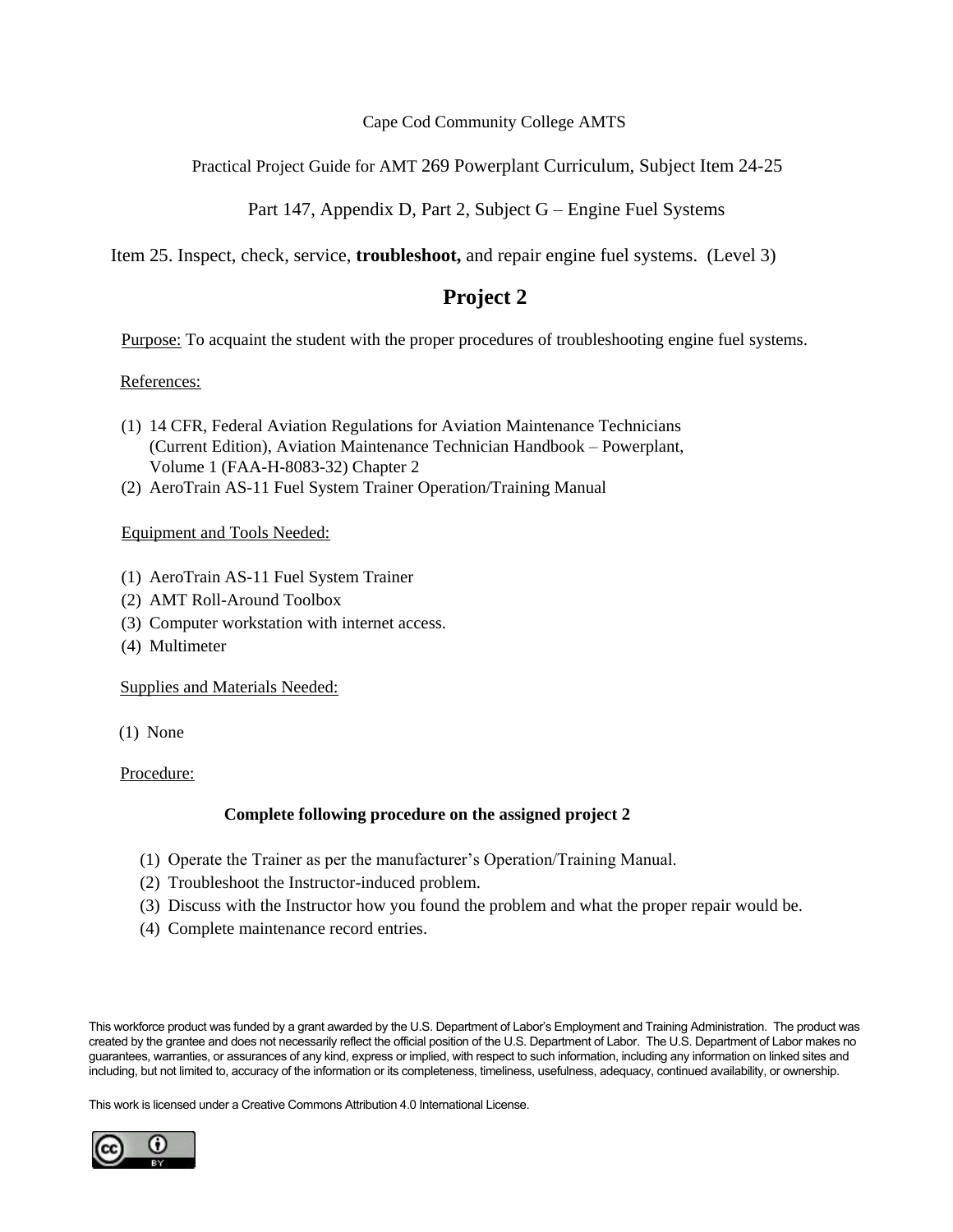Cape Cod Community College AMTS

Practical Project Guide for AMT 269 Powerplant Curriculum, Subject Item 24-25

Part 147, Appendix D, Part 2, Subject G – Engine Fuel Systems

Item 25. Inspect, check, service, **troubleshoot,** and repair engine fuel systems. (Level 3)

# Project 2

Purpose: To acquaint the student with the proper procedures of troubleshooting engine fuel systems.

References:

(1) 14 CFR, Federal Aviation Regulations for Aviation Maintenance Technicians (Current Edition), Aviation Maintenance Technician Handbook – Powerplant, Volume 1 (FAA-H-8083-32) Chapter 2
(2) AeroTrain AS-11 Fuel System Trainer Operation/Training Manual

Equipment and Tools Needed:

(1) AeroTrain AS-11 Fuel System Trainer
(2) AMT Roll-Around Toolbox
(3) Computer workstation with internet access.
(4) Multimeter

Supplies and Materials Needed:

(1) None

Procedure:

**Complete following procedure on the assigned project 2**

(1) Operate the Trainer as per the manufacturer's Operation/Training Manual.
(2) Troubleshoot the Instructor-induced problem.
(3) Discuss with the Instructor how you found the problem and what the proper repair would be.
(4) Complete maintenance record entries.

This workforce product was funded by a grant awarded by the U.S. Department of Labor's Employment and Training Administration. The product was created by the grantee and does not necessarily reflect the official position of the U.S. Department of Labor. The U.S. Department of Labor makes no guarantees, warranties, or assurances of any kind, express or implied, with respect to such information, including any information on linked sites and including, but not limited to, accuracy of the information or its completeness, timeliness, usefulness, adequacy, continued availability, or ownership.

This work is licensed under a Creative Commons Attribution 4.0 International License.